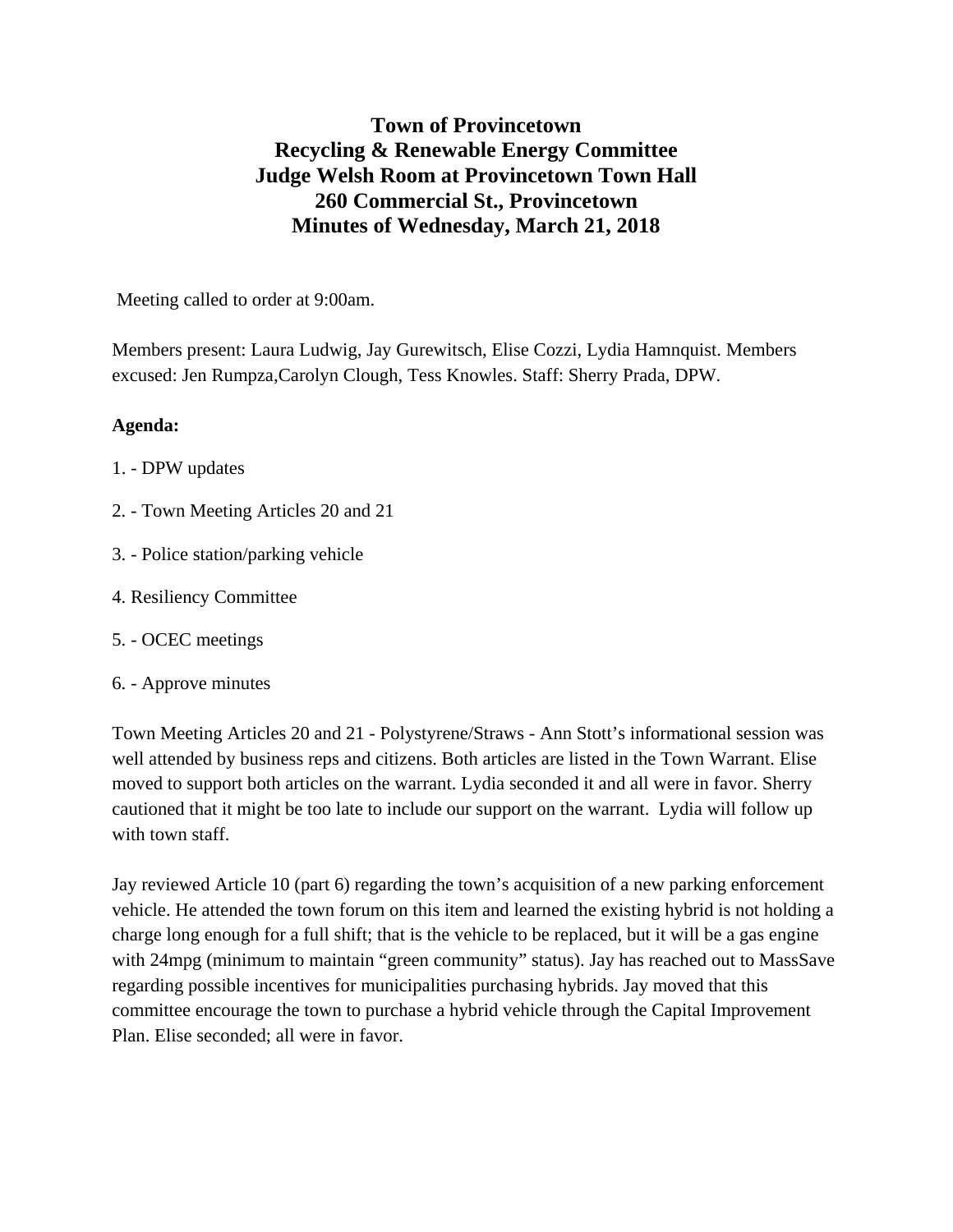# Town of Provincetown
# Recycling & Renewable Energy Committee
# Judge Welsh Room at Provincetown Town Hall
# 260 Commercial St., Provincetown
# Minutes of Wednesday, March 21, 2018

Meeting called to order at 9:00am.

Members present: Laura Ludwig, Jay Gurewitsch, Elise Cozzi, Lydia Hamnquist. Members excused: Jen Rumpza,Carolyn Clough, Tess Knowles. Staff: Sherry Prada, DPW.

**Agenda:**

1. - DPW updates

2. - Town Meeting Articles 20 and 21

3. - Police station/parking vehicle

4. Resiliency Committee

5. - OCEC meetings

6. - Approve minutes

Town Meeting Articles 20 and 21 - Polystyrene/Straws - Ann Stott's informational session was well attended by business reps and citizens. Both articles are listed in the Town Warrant. Elise moved to support both articles on the warrant. Lydia seconded it and all were in favor. Sherry cautioned that it might be too late to include our support on the warrant. Lydia will follow up with town staff.

Jay reviewed Article 10 (part 6) regarding the town's acquisition of a new parking enforcement vehicle. He attended the town forum on this item and learned the existing hybrid is not holding a charge long enough for a full shift; that is the vehicle to be replaced, but it will be a gas engine with 24mpg (minimum to maintain "green community" status). Jay has reached out to MassSave regarding possible incentives for municipalities purchasing hybrids. Jay moved that this committee encourage the town to purchase a hybrid vehicle through the Capital Improvement Plan. Elise seconded; all were in favor.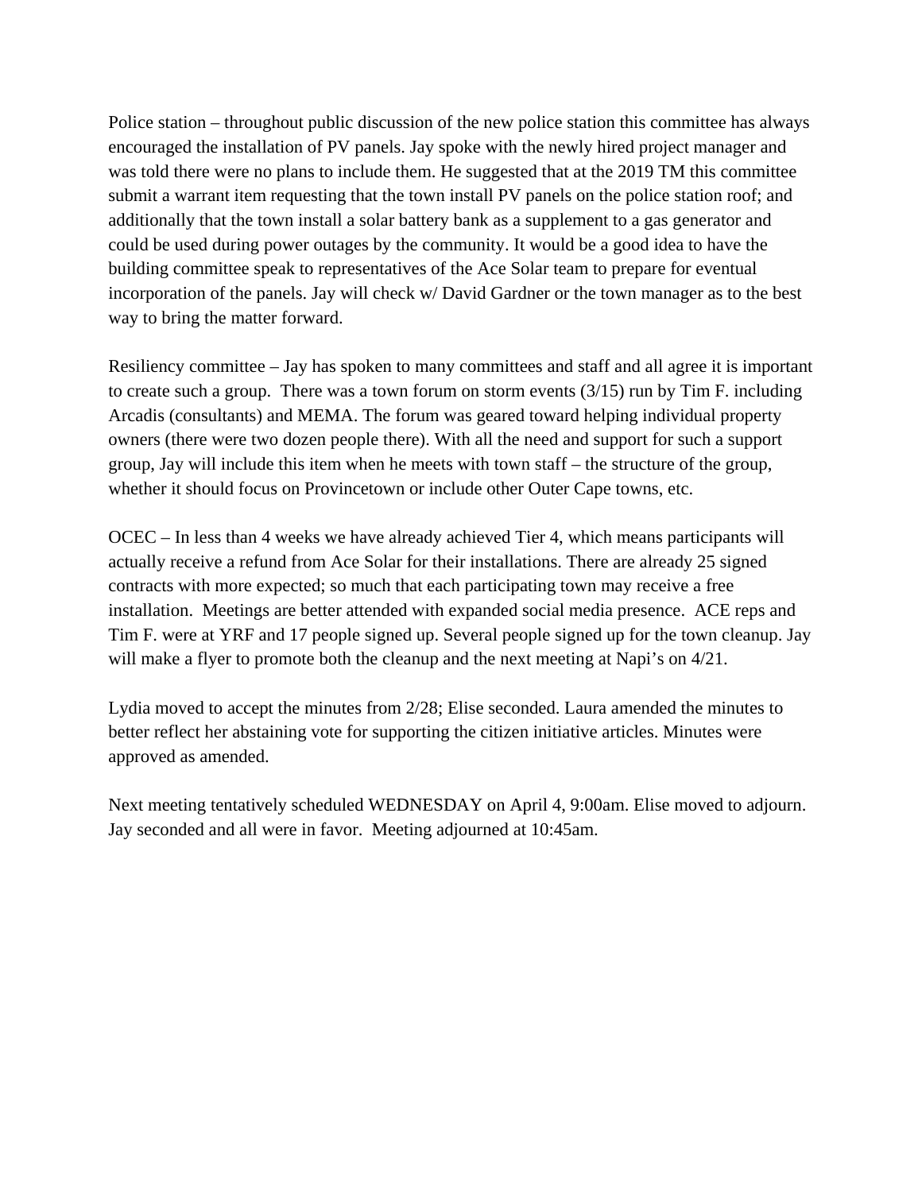Police station – throughout public discussion of the new police station this committee has always encouraged the installation of PV panels. Jay spoke with the newly hired project manager and was told there were no plans to include them. He suggested that at the 2019 TM this committee submit a warrant item requesting that the town install PV panels on the police station roof; and additionally that the town install a solar battery bank as a supplement to a gas generator and could be used during power outages by the community. It would be a good idea to have the building committee speak to representatives of the Ace Solar team to prepare for eventual incorporation of the panels. Jay will check w/ David Gardner or the town manager as to the best way to bring the matter forward.

Resiliency committee – Jay has spoken to many committees and staff and all agree it is important to create such a group. There was a town forum on storm events (3/15) run by Tim F. including Arcadis (consultants) and MEMA. The forum was geared toward helping individual property owners (there were two dozen people there). With all the need and support for such a support group, Jay will include this item when he meets with town staff – the structure of the group, whether it should focus on Provincetown or include other Outer Cape towns, etc.

OCEC – In less than 4 weeks we have already achieved Tier 4, which means participants will actually receive a refund from Ace Solar for their installations. There are already 25 signed contracts with more expected; so much that each participating town may receive a free installation. Meetings are better attended with expanded social media presence. ACE reps and Tim F. were at YRF and 17 people signed up. Several people signed up for the town cleanup. Jay will make a flyer to promote both the cleanup and the next meeting at Napi's on 4/21.

Lydia moved to accept the minutes from 2/28; Elise seconded. Laura amended the minutes to better reflect her abstaining vote for supporting the citizen initiative articles. Minutes were approved as amended.

Next meeting tentatively scheduled WEDNESDAY on April 4, 9:00am. Elise moved to adjourn. Jay seconded and all were in favor. Meeting adjourned at 10:45am.